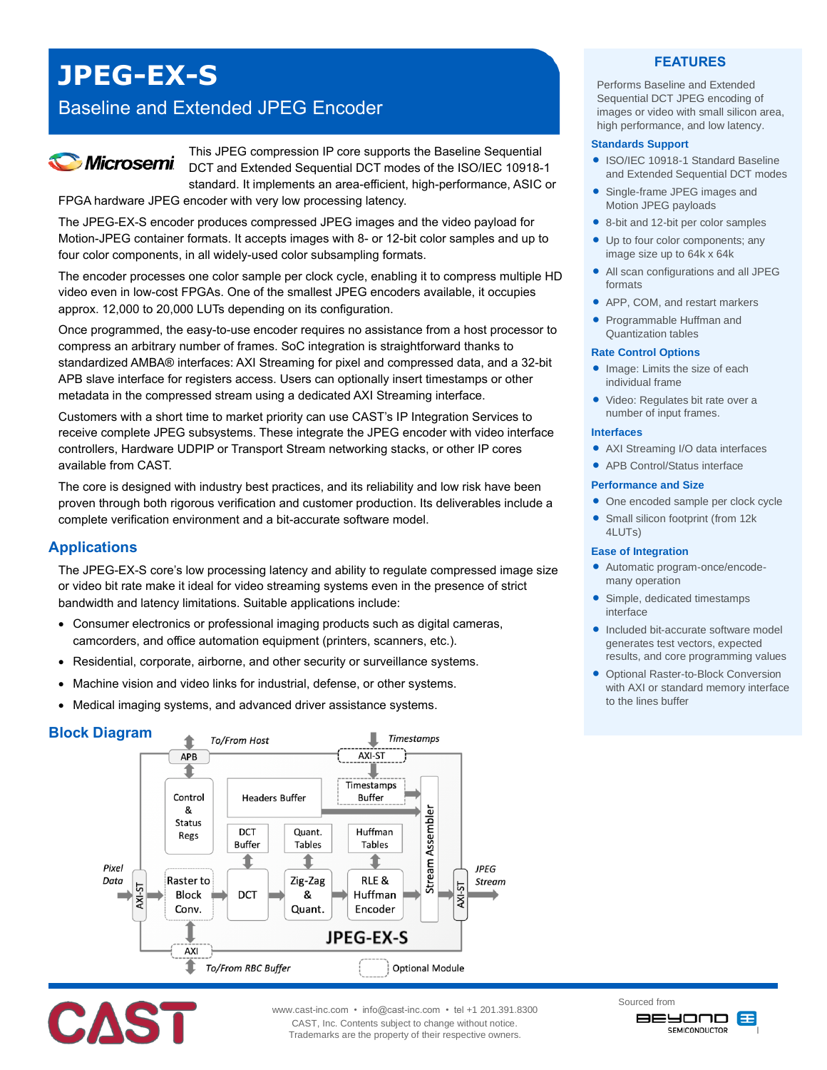# JPEG-EX-S

## Baseline and Extended JPEG Encoder

This JPEG compression IP core supports the Baseline Sequential DCT and Extended Sequential DCT modes of the ISO/IEC 10918-1 standard. It implements an area-efficient, high-performance, ASIC or FPGA hardware JPEG encoder with very low processing latency.

The JPEG-EX-S encoder produces compressed JPEG images and the video payload for Motion-JPEG container formats. It accepts images with 8- or 12-bit color samples and up to four color components, in all widely-used color subsampling formats.

The encoder processes one color sample per clock cycle, enabling it to compress multiple HD video even in low-cost FPGAs. One of the smallest JPEG encoders available, it occupies approx. 12,000 to 20,000 LUTs depending on its configuration.

Once programmed, the easy-to-use encoder requires no assistance from a host processor to compress an arbitrary number of frames. SoC integration is straightforward thanks to standardized AMBA® interfaces: AXI Streaming for pixel and compressed data, and a 32-bit APB slave interface for registers access. Users can optionally insert timestamps or other metadata in the compressed stream using a dedicated AXI Streaming interface.

Customers with a short time to market priority can use CAST's IP Integration Services to receive complete JPEG subsystems. These integrate the JPEG encoder with video interface controllers, Hardware UDPIP or Transport Stream networking stacks, or other IP cores available from CAST.

The core is designed with industry best practices, and its reliability and low risk have been proven through both rigorous verification and customer production. Its deliverables include a complete verification environment and a bit-accurate software model.

## Applications

The JPEG-EX-S core's low processing latency and ability to regulate compressed image size or video bit rate make it ideal for video streaming systems even in the presence of strict bandwidth and latency limitations. Suitable applications include:

- Consumer electronics or professional imaging products such as digital cameras, camcorders, and office automation equipment (printers, scanners, etc.).
- Residential, corporate, airborne, and other security or surveillance systems.
- Machine vision and video links for industrial, defense, or other systems.
- Medical imaging systems, and advanced driver assistance systems.

## Block Diagram

To/From Host · Timestamps · APB · AXI-ST · Control & Status Regs · Headers Buffer · Timestamps Buffer · DCT Buffer · Quant. Tables · Huffman Tables · Stream Assembler · Pixel Data · AXI-ST · Raster to Block Conv. · DCT · Zig-Zag & Quant. · RLE & Huffman Encoder · AXI-ST · JPEG Stream · JPEG-EX-S · AXI · To/From RBC Buffer · Optional Module

## FEATURES

Performs Baseline and Extended Sequential DCT JPEG encoding of images or video with small silicon area, high performance, and low latency.

### Standards Support

- ISO/IEC 10918-1 Standard Baseline and Extended Sequential DCT modes
- Single-frame JPEG images and Motion JPEG payloads
- 8-bit and 12-bit per color samples
- Up to four color components; any image size up to 64k x 64k
- All scan configurations and all JPEG formats
- APP, COM, and restart markers
- Programmable Huffman and Quantization tables

### Rate Control Options

- Image: Limits the size of each individual frame
- Video: Regulates bit rate over a number of input frames.

### Interfaces

- AXI Streaming I/O data interfaces
- APB Control/Status interface

### Performance and Size

- One encoded sample per clock cycle
- Small silicon footprint (from 12k 4LUTs)

### Ease of Integration

- Automatic program-once/encode-many operation
- Simple, dedicated timestamps interface
- Included bit-accurate software model generates test vectors, expected results, and core programming values
- Optional Raster-to-Block Conversion with AXI or standard memory interface to the lines buffer

www.cast-inc.com • info@cast-inc.com • tel +1 201.391.8300
CAST, Inc. Contents subject to change without notice.
Trademarks are the property of their respective owners.

Sourced from BEYOND SEMICONDUCTOR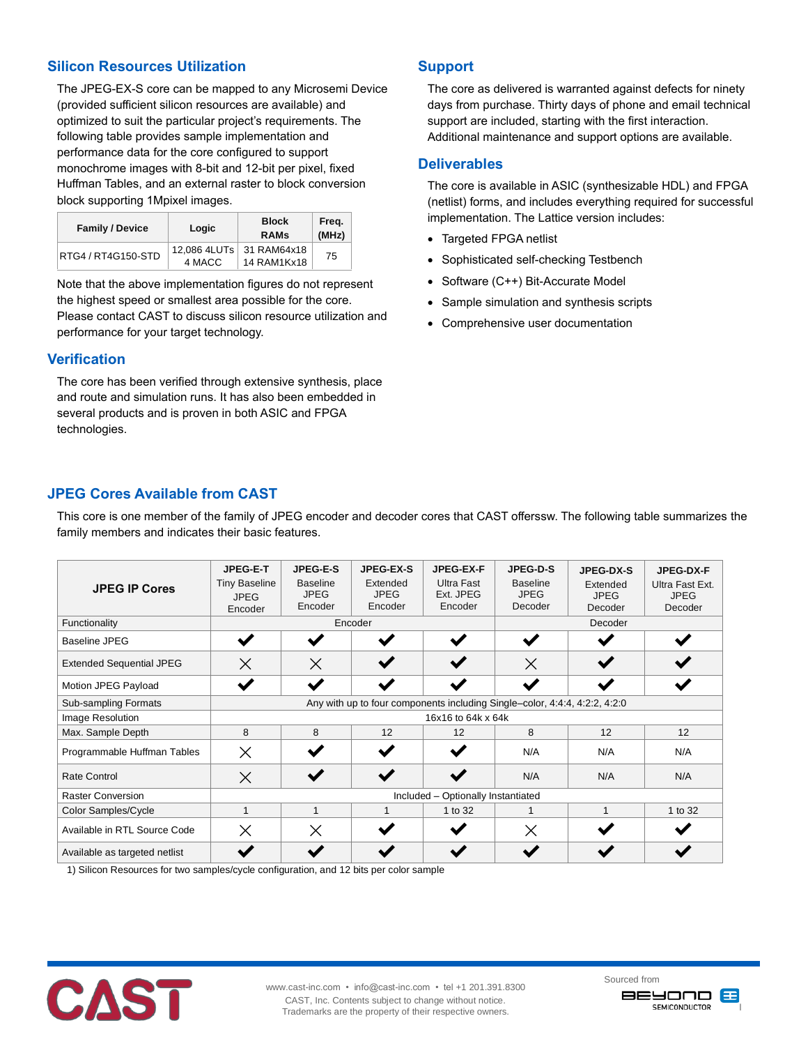## Silicon Resources Utilization

The JPEG-EX-S core can be mapped to any Microsemi Device (provided sufficient silicon resources are available) and optimized to suit the particular project's requirements. The following table provides sample implementation and performance data for the core configured to support monochrome images with 8-bit and 12-bit per pixel, fixed Huffman Tables, and an external raster to block conversion block supporting 1Mpixel images.

| Family / Device | Logic | Block RAMs | Freq. (MHz) |
|---|---|---|---|
| RTG4 / RT4G150-STD | 12,086 4LUTs<br>4 MACC | 31 RAM64x18<br>14 RAM1Kx18 | 75 |

Note that the above implementation figures do not represent the highest speed or smallest area possible for the core. Please contact CAST to discuss silicon resource utilization and performance for your target technology.

## Verification

The core has been verified through extensive synthesis, place and route and simulation runs. It has also been embedded in several products and is proven in both ASIC and FPGA technologies.

## Support

The core as delivered is warranted against defects for ninety days from purchase. Thirty days of phone and email technical support are included, starting with the first interaction. Additional maintenance and support options are available.

## Deliverables

The core is available in ASIC (synthesizable HDL) and FPGA (netlist) forms, and includes everything required for successful implementation. The Lattice version includes:

- Targeted FPGA netlist
- Sophisticated self-checking Testbench
- Software (C++) Bit-Accurate Model
- Sample simulation and synthesis scripts
- Comprehensive user documentation

## JPEG Cores Available from CAST

This core is one member of the family of JPEG encoder and decoder cores that CAST offerssw. The following table summarizes the family members and indicates their basic features.

| JPEG IP Cores | JPEG-E-T<br>Tiny Baseline JPEG Encoder | JPEG-E-S<br>Baseline JPEG Encoder | JPEG-EX-S<br>Extended JPEG Encoder | JPEG-EX-F<br>Ultra Fast Ext. JPEG Encoder | JPEG-D-S<br>Baseline JPEG Decoder | JPEG-DX-S<br>Extended JPEG Decoder | JPEG-DX-F<br>Ultra Fast Ext. JPEG Decoder |
|---|---|---|---|---|---|---|---|
| Functionality | Encoder | | | | Decoder | | |
| Baseline JPEG | ✔ | ✔ | ✔ | ✔ | ✔ | ✔ | ✔ |
| Extended Sequential JPEG | ✗ | ✗ | ✔ | ✔ | ✗ | ✔ | ✔ |
| Motion JPEG Payload | ✔ | ✔ | ✔ | ✔ | ✔ | ✔ | ✔ |
| Sub-sampling Formats | Any with up to four components including Single–color, 4:4:4, 4:2:2, 4:2:0 | | | | | | |
| Image Resolution | 16x16 to 64k x 64k | | | | | | |
| Max. Sample Depth | 8 | 8 | 12 | 12 | 8 | 12 | 12 |
| Programmable Huffman Tables | ✗ | ✔ | ✔ | ✔ | N/A | N/A | N/A |
| Rate Control | ✗ | ✔ | ✔ | ✔ | N/A | N/A | N/A |
| Raster Conversion | Included – Optionally Instantiated | | | | | | |
| Color Samples/Cycle | 1 | 1 | 1 | 1 to 32 | 1 | 1 | 1 to 32 |
| Available in RTL Source Code | ✗ | ✗ | ✔ | ✔ | ✗ | ✔ | ✔ |
| Available as targeted netlist | ✔ | ✔ | ✔ | ✔ | ✔ | ✔ | ✔ |

1) Silicon Resources for two samples/cycle configuration, and 12 bits per color sample